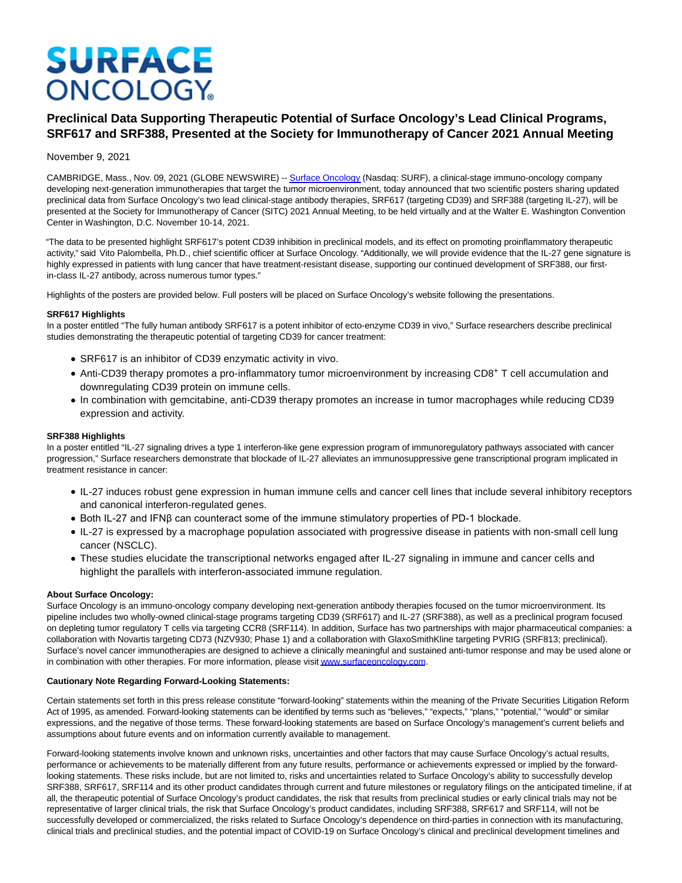# SURFACE ONCOLOGY

## Preclinical Data Supporting Therapeutic Potential of Surface Oncology's Lead Clinical Programs, SRF617 and SRF388, Presented at the Society for Immunotherapy of Cancer 2021 Annual Meeting

November 9, 2021

CAMBRIDGE, Mass., Nov. 09, 2021 (GLOBE NEWSWIRE) -- Surface Oncology (Nasdaq: SURF), a clinical-stage immuno-oncology company developing next-generation immunotherapies that target the tumor microenvironment, today announced that two scientific posters sharing updated preclinical data from Surface Oncology's two lead clinical-stage antibody therapies, SRF617 (targeting CD39) and SRF388 (targeting IL-27), will be presented at the Society for Immunotherapy of Cancer (SITC) 2021 Annual Meeting, to be held virtually and at the Walter E. Washington Convention Center in Washington, D.C. November 10-14, 2021.

"The data to be presented highlight SRF617's potent CD39 inhibition in preclinical models, and its effect on promoting proinflammatory therapeutic activity," said Vito Palombella, Ph.D., chief scientific officer at Surface Oncology. "Additionally, we will provide evidence that the IL-27 gene signature is highly expressed in patients with lung cancer that have treatment-resistant disease, supporting our continued development of SRF388, our first-in-class IL-27 antibody, across numerous tumor types."

Highlights of the posters are provided below. Full posters will be placed on Surface Oncology's website following the presentations.

**SRF617 Highlights**
In a poster entitled "The fully human antibody SRF617 is a potent inhibitor of ecto-enzyme CD39 in vivo," Surface researchers describe preclinical studies demonstrating the therapeutic potential of targeting CD39 for cancer treatment:

- SRF617 is an inhibitor of CD39 enzymatic activity in vivo.
- Anti-CD39 therapy promotes a pro-inflammatory tumor microenvironment by increasing $CD8^+$ T cell accumulation and downregulating CD39 protein on immune cells.
- In combination with gemcitabine, anti-CD39 therapy promotes an increase in tumor macrophages while reducing CD39 expression and activity.

**SRF388 Highlights**
In a poster entitled "IL-27 signaling drives a type 1 interferon-like gene expression program of immunoregulatory pathways associated with cancer progression," Surface researchers demonstrate that blockade of IL-27 alleviates an immunosuppressive gene transcriptional program implicated in treatment resistance in cancer:

- IL-27 induces robust gene expression in human immune cells and cancer cell lines that include several inhibitory receptors and canonical interferon-regulated genes.
- Both IL-27 and IFNβ can counteract some of the immune stimulatory properties of PD-1 blockade.
- IL-27 is expressed by a macrophage population associated with progressive disease in patients with non-small cell lung cancer (NSCLC).
- These studies elucidate the transcriptional networks engaged after IL-27 signaling in immune and cancer cells and highlight the parallels with interferon-associated immune regulation.

**About Surface Oncology:**
Surface Oncology is an immuno-oncology company developing next-generation antibody therapies focused on the tumor microenvironment. Its pipeline includes two wholly-owned clinical-stage programs targeting CD39 (SRF617) and IL-27 (SRF388), as well as a preclinical program focused on depleting tumor regulatory T cells via targeting CCR8 (SRF114). In addition, Surface has two partnerships with major pharmaceutical companies: a collaboration with Novartis targeting CD73 (NZV930; Phase 1) and a collaboration with GlaxoSmithKline targeting PVRIG (SRF813; preclinical). Surface's novel cancer immunotherapies are designed to achieve a clinically meaningful and sustained anti-tumor response and may be used alone or in combination with other therapies. For more information, please visit www.surfaceoncology.com.

**Cautionary Note Regarding Forward-Looking Statements:**

Certain statements set forth in this press release constitute "forward-looking" statements within the meaning of the Private Securities Litigation Reform Act of 1995, as amended. Forward-looking statements can be identified by terms such as "believes," "expects," "plans," "potential," "would" or similar expressions, and the negative of those terms. These forward-looking statements are based on Surface Oncology's management's current beliefs and assumptions about future events and on information currently available to management.

Forward-looking statements involve known and unknown risks, uncertainties and other factors that may cause Surface Oncology's actual results, performance or achievements to be materially different from any future results, performance or achievements expressed or implied by the forward-looking statements. These risks include, but are not limited to, risks and uncertainties related to Surface Oncology's ability to successfully develop SRF388, SRF617, SRF114 and its other product candidates through current and future milestones or regulatory filings on the anticipated timeline, if at all, the therapeutic potential of Surface Oncology's product candidates, the risk that results from preclinical studies or early clinical trials may not be representative of larger clinical trials, the risk that Surface Oncology's product candidates, including SRF388, SRF617 and SRF114, will not be successfully developed or commercialized, the risks related to Surface Oncology's dependence on third-parties in connection with its manufacturing, clinical trials and preclinical studies, and the potential impact of COVID-19 on Surface Oncology's clinical and preclinical development timelines and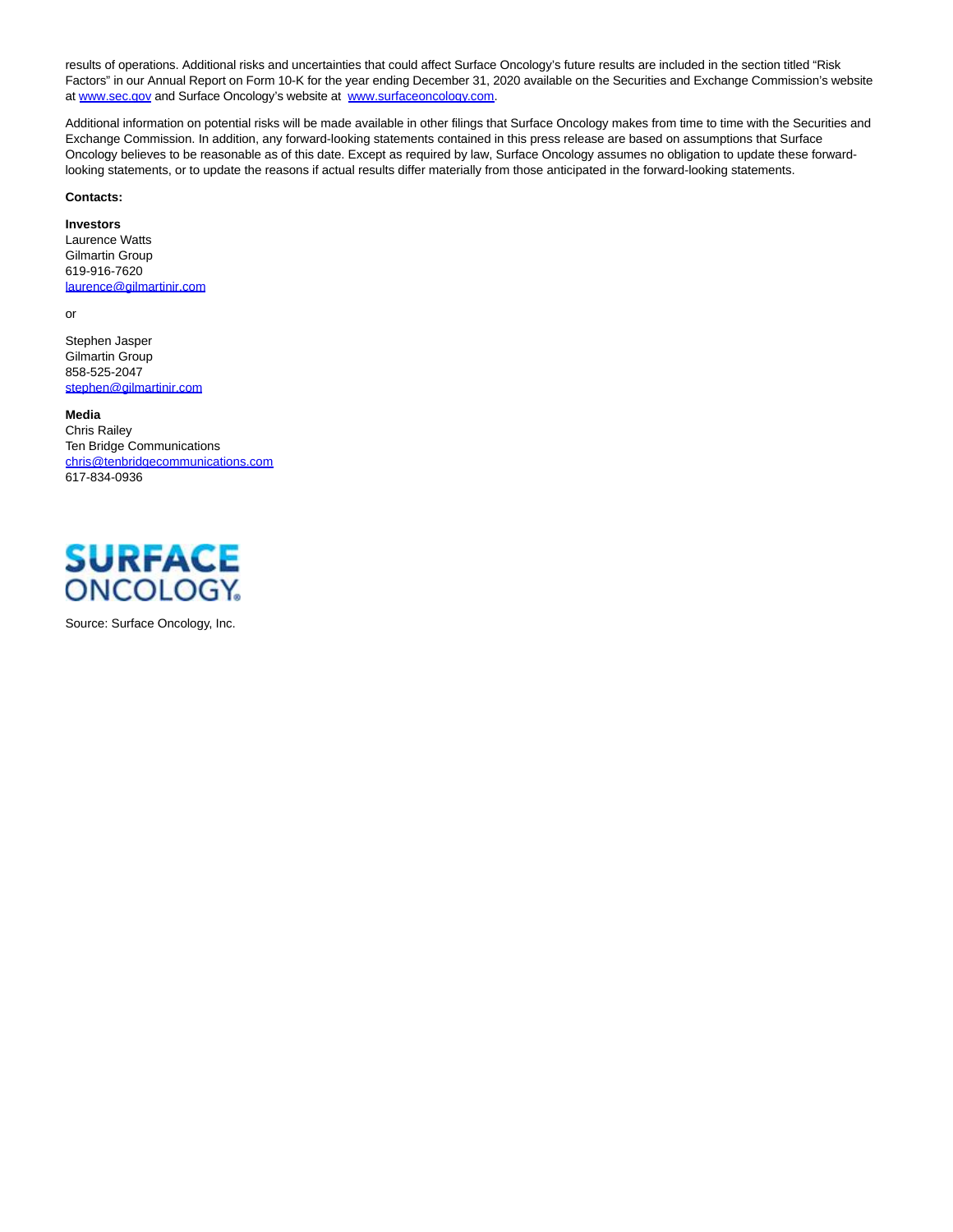results of operations. Additional risks and uncertainties that could affect Surface Oncology's future results are included in the section titled "Risk Factors" in our Annual Report on Form 10-K for the year ending December 31, 2020 available on the Securities and Exchange Commission's website at www.sec.gov and Surface Oncology's website at www.surfaceoncology.com.

Additional information on potential risks will be made available in other filings that Surface Oncology makes from time to time with the Securities and Exchange Commission. In addition, any forward-looking statements contained in this press release are based on assumptions that Surface Oncology believes to be reasonable as of this date. Except as required by law, Surface Oncology assumes no obligation to update these forward-looking statements, or to update the reasons if actual results differ materially from those anticipated in the forward-looking statements.

**Contacts:**

**Investors**
Laurence Watts
Gilmartin Group
619-916-7620
laurence@gilmartinir.com

or

Stephen Jasper
Gilmartin Group
858-525-2047
stephen@gilmartinir.com

**Media**
Chris Railey
Ten Bridge Communications
chris@tenbridgecommunications.com
617-834-0936

SURFACE ONCOLOGY

Source: Surface Oncology, Inc.